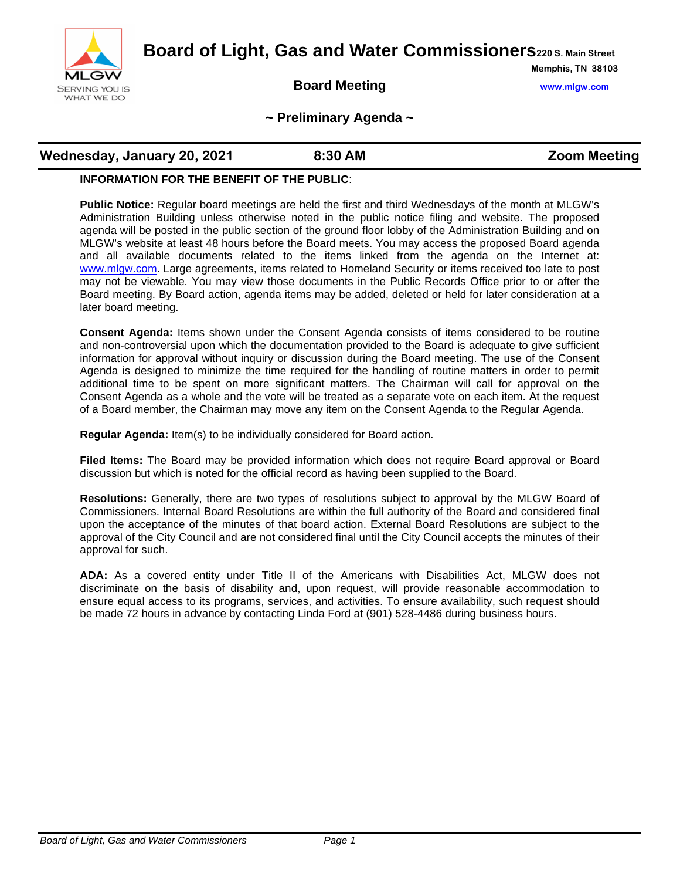# Board of Light, Gas and Water Commissioners

220 S. Main Street
Memphis, TN 38103
www.mlgw.com

MLGW
SERVING YOU IS WHAT WE DO

## Board Meeting

## ~ Preliminary Agenda ~

**Wednesday, January 20, 2021** | **8:30 AM** | **Zoom Meeting**

**INFORMATION FOR THE BENEFIT OF THE PUBLIC**:

**Public Notice:** Regular board meetings are held the first and third Wednesdays of the month at MLGW's Administration Building unless otherwise noted in the public notice filing and website. The proposed agenda will be posted in the public section of the ground floor lobby of the Administration Building and on MLGW's website at least 48 hours before the Board meets. You may access the proposed Board agenda and all available documents related to the items linked from the agenda on the Internet at: www.mlgw.com. Large agreements, items related to Homeland Security or items received too late to post may not be viewable. You may view those documents in the Public Records Office prior to or after the Board meeting. By Board action, agenda items may be added, deleted or held for later consideration at a later board meeting.

**Consent Agenda:** Items shown under the Consent Agenda consists of items considered to be routine and non-controversial upon which the documentation provided to the Board is adequate to give sufficient information for approval without inquiry or discussion during the Board meeting. The use of the Consent Agenda is designed to minimize the time required for the handling of routine matters in order to permit additional time to be spent on more significant matters. The Chairman will call for approval on the Consent Agenda as a whole and the vote will be treated as a separate vote on each item. At the request of a Board member, the Chairman may move any item on the Consent Agenda to the Regular Agenda.

**Regular Agenda:** Item(s) to be individually considered for Board action.

**Filed Items:** The Board may be provided information which does not require Board approval or Board discussion but which is noted for the official record as having been supplied to the Board.

**Resolutions:** Generally, there are two types of resolutions subject to approval by the MLGW Board of Commissioners. Internal Board Resolutions are within the full authority of the Board and considered final upon the acceptance of the minutes of that board action. External Board Resolutions are subject to the approval of the City Council and are not considered final until the City Council accepts the minutes of their approval for such.

**ADA:** As a covered entity under Title II of the Americans with Disabilities Act, MLGW does not discriminate on the basis of disability and, upon request, will provide reasonable accommodation to ensure equal access to its programs, services, and activities. To ensure availability, such request should be made 72 hours in advance by contacting Linda Ford at (901) 528-4486 during business hours.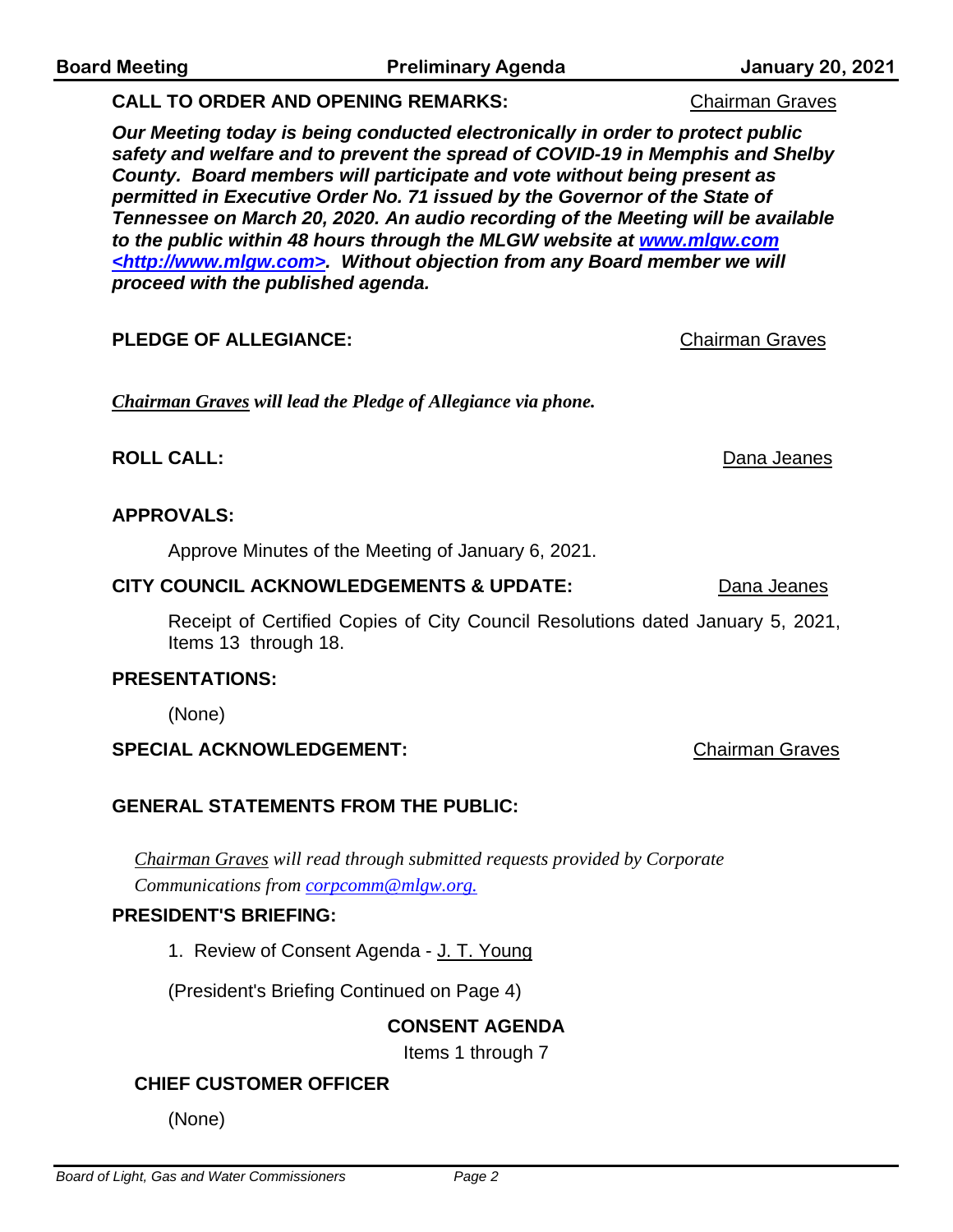**CALL TO ORDER AND OPENING REMARKS:** Chairman Graves

***Our Meeting today is being conducted electronically in order to protect public safety and welfare and to prevent the spread of COVID-19 in Memphis and Shelby County. Board members will participate and vote without being present as permitted in Executive Order No. 71 issued by the Governor of the State of Tennessee on March 20, 2020. An audio recording of the Meeting will be available to the public within 48 hours through the MLGW website at [www.mlgw.com <http://www.mlgw.com>](http://www.mlgw.com). Without objection from any Board member we will proceed with the published agenda.***

**PLEDGE OF ALLEGIANCE:** Chairman Graves

***Chairman Graves will lead the Pledge of Allegiance via phone.***

**ROLL CALL:** Dana Jeanes

**APPROVALS:**

Approve Minutes of the Meeting of January 6, 2021.

**CITY COUNCIL ACKNOWLEDGEMENTS & UPDATE:** Dana Jeanes

Receipt of Certified Copies of City Council Resolutions dated January 5, 2021, Items 13 through 18.

**PRESENTATIONS:**

(None)

**SPECIAL ACKNOWLEDGEMENT:** Chairman Graves

**GENERAL STATEMENTS FROM THE PUBLIC:**

*Chairman Graves will read through submitted requests provided by Corporate Communications from corpcomm@mlgw.org.*

**PRESIDENT'S BRIEFING:**

1. Review of Consent Agenda - J. T. Young

(President's Briefing Continued on Page 4)

**CONSENT AGENDA**

Items 1 through 7

**CHIEF CUSTOMER OFFICER**

(None)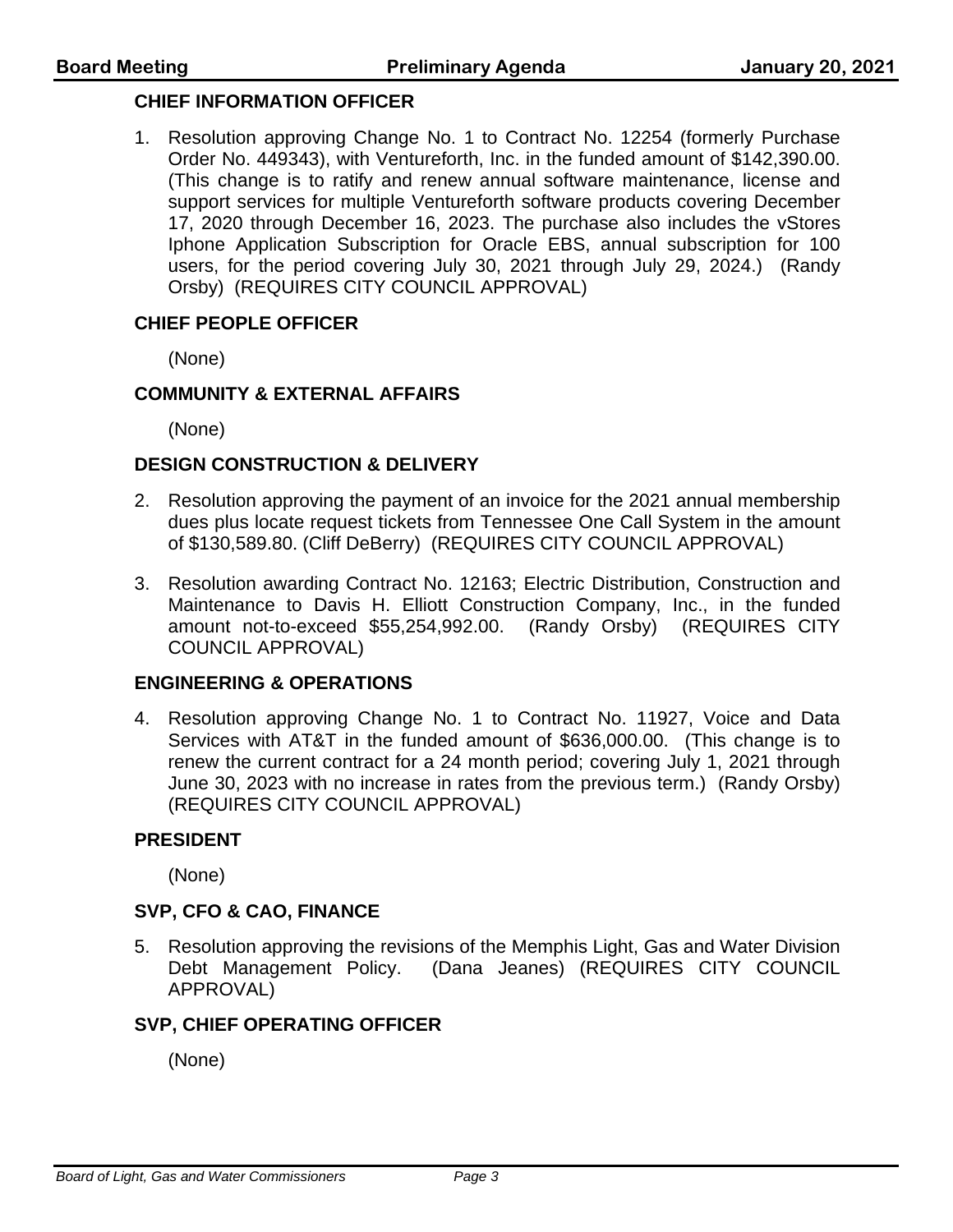### CHIEF INFORMATION OFFICER

1. Resolution approving Change No. 1 to Contract No. 12254 (formerly Purchase Order No. 449343), with Ventureforth, Inc. in the funded amount of $142,390.00. (This change is to ratify and renew annual software maintenance, license and support services for multiple Ventureforth software products covering December 17, 2020 through December 16, 2023. The purchase also includes the vStores Iphone Application Subscription for Oracle EBS, annual subscription for 100 users, for the period covering July 30, 2021 through July 29, 2024.) (Randy Orsby) (REQUIRES CITY COUNCIL APPROVAL)

### CHIEF PEOPLE OFFICER

(None)

### COMMUNITY & EXTERNAL AFFAIRS

(None)

### DESIGN CONSTRUCTION & DELIVERY

2. Resolution approving the payment of an invoice for the 2021 annual membership dues plus locate request tickets from Tennessee One Call System in the amount of $130,589.80. (Cliff DeBerry) (REQUIRES CITY COUNCIL APPROVAL)

3. Resolution awarding Contract No. 12163; Electric Distribution, Construction and Maintenance to Davis H. Elliott Construction Company, Inc., in the funded amount not-to-exceed $55,254,992.00. (Randy Orsby) (REQUIRES CITY COUNCIL APPROVAL)

### ENGINEERING & OPERATIONS

4. Resolution approving Change No. 1 to Contract No. 11927, Voice and Data Services with AT&T in the funded amount of $636,000.00. (This change is to renew the current contract for a 24 month period; covering July 1, 2021 through June 30, 2023 with no increase in rates from the previous term.) (Randy Orsby) (REQUIRES CITY COUNCIL APPROVAL)

### PRESIDENT

(None)

### SVP, CFO & CAO, FINANCE

5. Resolution approving the revisions of the Memphis Light, Gas and Water Division Debt Management Policy. (Dana Jeanes) (REQUIRES CITY COUNCIL APPROVAL)

### SVP, CHIEF OPERATING OFFICER

(None)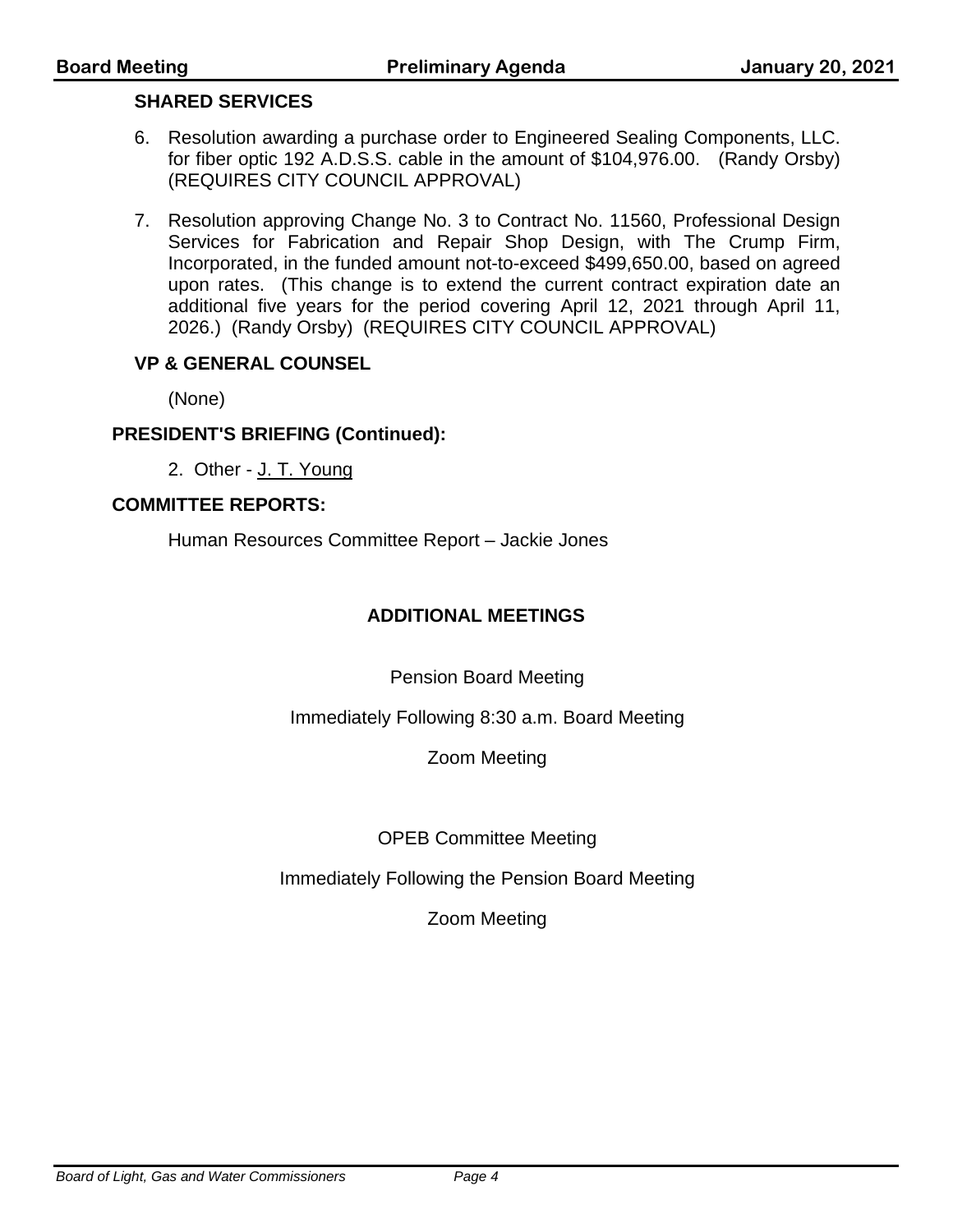### SHARED SERVICES

6. Resolution awarding a purchase order to Engineered Sealing Components, LLC. for fiber optic 192 A.D.S.S. cable in the amount of $104,976.00. (Randy Orsby) (REQUIRES CITY COUNCIL APPROVAL)

7. Resolution approving Change No. 3 to Contract No. 11560, Professional Design Services for Fabrication and Repair Shop Design, with The Crump Firm, Incorporated, in the funded amount not-to-exceed $499,650.00, based on agreed upon rates. (This change is to extend the current contract expiration date an additional five years for the period covering April 12, 2021 through April 11, 2026.) (Randy Orsby) (REQUIRES CITY COUNCIL APPROVAL)

### VP & GENERAL COUNSEL

(None)

## PRESIDENT'S BRIEFING (Continued):

2. Other - J. T. Young

## COMMITTEE REPORTS:

Human Resources Committee Report – Jackie Jones

## ADDITIONAL MEETINGS

Pension Board Meeting

Immediately Following 8:30 a.m. Board Meeting

Zoom Meeting

OPEB Committee Meeting

Immediately Following the Pension Board Meeting

Zoom Meeting